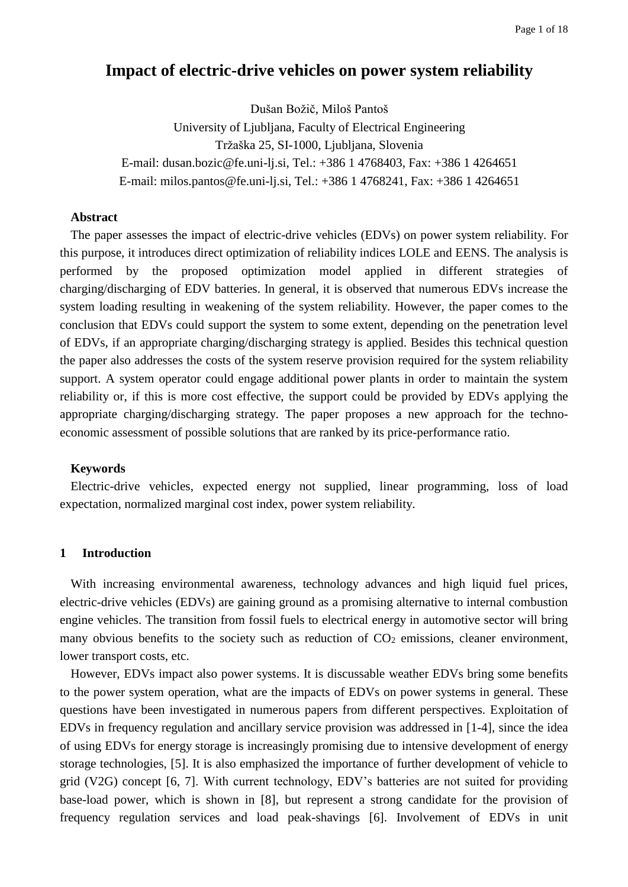# Impact of electric-drive vehicles on power system reliability

Dušan Božič, Miloš Pantoš

University of Ljubljana, Faculty of Electrical Engineering

Tržaška 25, SI-1000, Ljubljana, Slovenia

E-mail: dusan.bozic@fe.uni-lj.si, Tel.: +386 1 4768403, Fax: +386 1 4264651

E-mail: milos.pantos@fe.uni-lj.si, Tel.: +386 1 4768241, Fax: +386 1 4264651

**Abstract**

The paper assesses the impact of electric-drive vehicles (EDVs) on power system reliability. For this purpose, it introduces direct optimization of reliability indices LOLE and EENS. The analysis is performed by the proposed optimization model applied in different strategies of charging/discharging of EDV batteries. In general, it is observed that numerous EDVs increase the system loading resulting in weakening of the system reliability. However, the paper comes to the conclusion that EDVs could support the system to some extent, depending on the penetration level of EDVs, if an appropriate charging/discharging strategy is applied. Besides this technical question the paper also addresses the costs of the system reserve provision required for the system reliability support. A system operator could engage additional power plants in order to maintain the system reliability or, if this is more cost effective, the support could be provided by EDVs applying the appropriate charging/discharging strategy. The paper proposes a new approach for the techno-economic assessment of possible solutions that are ranked by its price-performance ratio.

**Keywords**

Electric-drive vehicles, expected energy not supplied, linear programming, loss of load expectation, normalized marginal cost index, power system reliability.

## 1 Introduction

With increasing environmental awareness, technology advances and high liquid fuel prices, electric-drive vehicles (EDVs) are gaining ground as a promising alternative to internal combustion engine vehicles. The transition from fossil fuels to electrical energy in automotive sector will bring many obvious benefits to the society such as reduction of $CO_2$ emissions, cleaner environment, lower transport costs, etc.

However, EDVs impact also power systems. It is discussable weather EDVs bring some benefits to the power system operation, what are the impacts of EDVs on power systems in general. These questions have been investigated in numerous papers from different perspectives. Exploitation of EDVs in frequency regulation and ancillary service provision was addressed in [1-4], since the idea of using EDVs for energy storage is increasingly promising due to intensive development of energy storage technologies, [5]. It is also emphasized the importance of further development of vehicle to grid (V2G) concept [6, 7]. With current technology, EDV's batteries are not suited for providing base-load power, which is shown in [8], but represent a strong candidate for the provision of frequency regulation services and load peak-shavings [6]. Involvement of EDVs in unit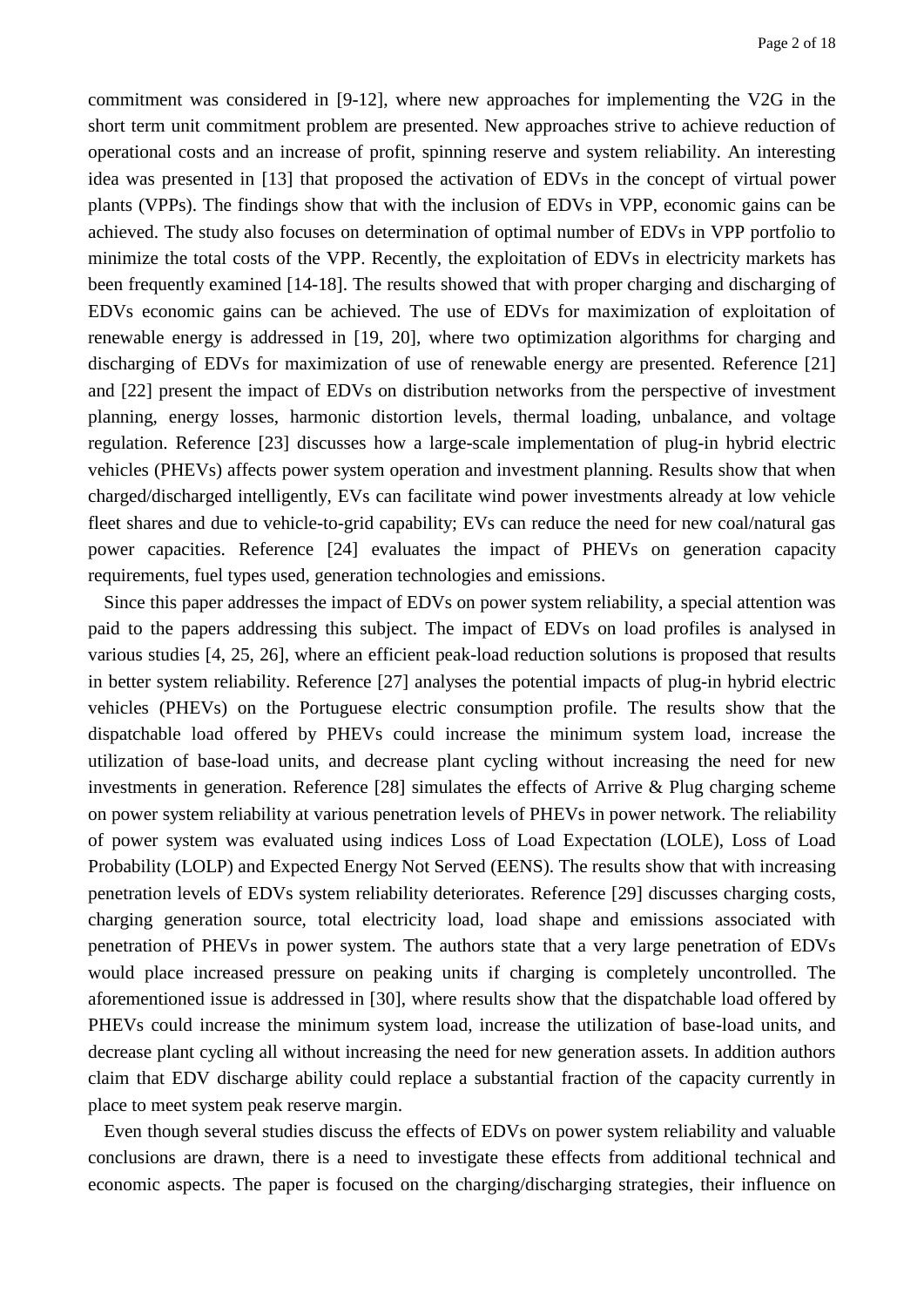commitment was considered in [9-12], where new approaches for implementing the V2G in the short term unit commitment problem are presented. New approaches strive to achieve reduction of operational costs and an increase of profit, spinning reserve and system reliability. An interesting idea was presented in [13] that proposed the activation of EDVs in the concept of virtual power plants (VPPs). The findings show that with the inclusion of EDVs in VPP, economic gains can be achieved. The study also focuses on determination of optimal number of EDVs in VPP portfolio to minimize the total costs of the VPP. Recently, the exploitation of EDVs in electricity markets has been frequently examined [14-18]. The results showed that with proper charging and discharging of EDVs economic gains can be achieved. The use of EDVs for maximization of exploitation of renewable energy is addressed in [19, 20], where two optimization algorithms for charging and discharging of EDVs for maximization of use of renewable energy are presented. Reference [21] and [22] present the impact of EDVs on distribution networks from the perspective of investment planning, energy losses, harmonic distortion levels, thermal loading, unbalance, and voltage regulation. Reference [23] discusses how a large-scale implementation of plug-in hybrid electric vehicles (PHEVs) affects power system operation and investment planning. Results show that when charged/discharged intelligently, EVs can facilitate wind power investments already at low vehicle fleet shares and due to vehicle-to-grid capability; EVs can reduce the need for new coal/natural gas power capacities. Reference [24] evaluates the impact of PHEVs on generation capacity requirements, fuel types used, generation technologies and emissions.

Since this paper addresses the impact of EDVs on power system reliability, a special attention was paid to the papers addressing this subject. The impact of EDVs on load profiles is analysed in various studies [4, 25, 26], where an efficient peak-load reduction solutions is proposed that results in better system reliability. Reference [27] analyses the potential impacts of plug-in hybrid electric vehicles (PHEVs) on the Portuguese electric consumption profile. The results show that the dispatchable load offered by PHEVs could increase the minimum system load, increase the utilization of base-load units, and decrease plant cycling without increasing the need for new investments in generation. Reference [28] simulates the effects of Arrive & Plug charging scheme on power system reliability at various penetration levels of PHEVs in power network. The reliability of power system was evaluated using indices Loss of Load Expectation (LOLE), Loss of Load Probability (LOLP) and Expected Energy Not Served (EENS). The results show that with increasing penetration levels of EDVs system reliability deteriorates. Reference [29] discusses charging costs, charging generation source, total electricity load, load shape and emissions associated with penetration of PHEVs in power system. The authors state that a very large penetration of EDVs would place increased pressure on peaking units if charging is completely uncontrolled. The aforementioned issue is addressed in [30], where results show that the dispatchable load offered by PHEVs could increase the minimum system load, increase the utilization of base-load units, and decrease plant cycling all without increasing the need for new generation assets. In addition authors claim that EDV discharge ability could replace a substantial fraction of the capacity currently in place to meet system peak reserve margin.

Even though several studies discuss the effects of EDVs on power system reliability and valuable conclusions are drawn, there is a need to investigate these effects from additional technical and economic aspects. The paper is focused on the charging/discharging strategies, their influence on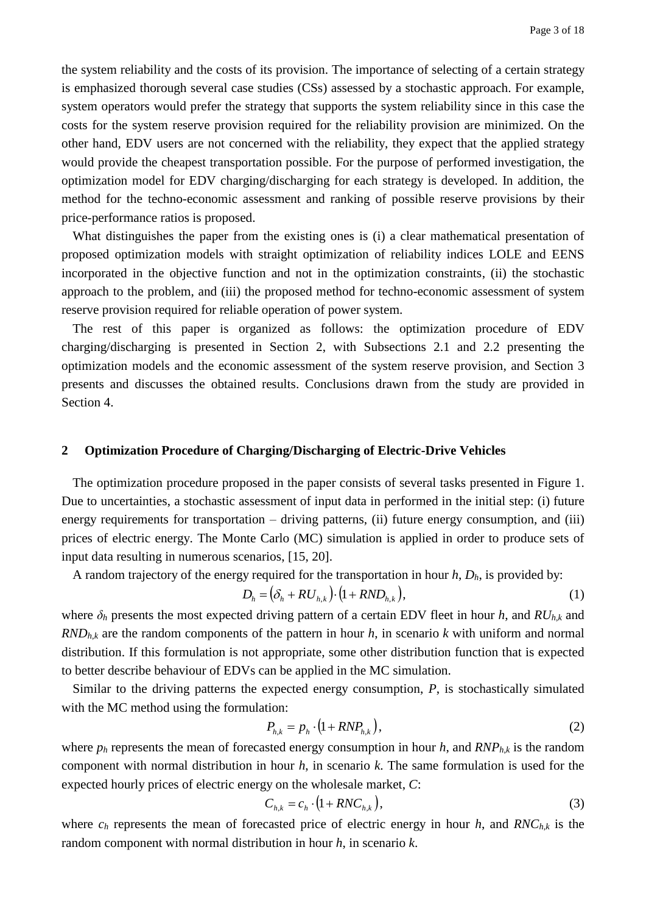the system reliability and the costs of its provision. The importance of selecting of a certain strategy is emphasized thorough several case studies (CSs) assessed by a stochastic approach. For example, system operators would prefer the strategy that supports the system reliability since in this case the costs for the system reserve provision required for the reliability provision are minimized. On the other hand, EDV users are not concerned with the reliability, they expect that the applied strategy would provide the cheapest transportation possible. For the purpose of performed investigation, the optimization model for EDV charging/discharging for each strategy is developed. In addition, the method for the techno-economic assessment and ranking of possible reserve provisions by their price-performance ratios is proposed.

What distinguishes the paper from the existing ones is (i) a clear mathematical presentation of proposed optimization models with straight optimization of reliability indices LOLE and EENS incorporated in the objective function and not in the optimization constraints, (ii) the stochastic approach to the problem, and (iii) the proposed method for techno-economic assessment of system reserve provision required for reliable operation of power system.

The rest of this paper is organized as follows: the optimization procedure of EDV charging/discharging is presented in Section 2, with Subsections 2.1 and 2.2 presenting the optimization models and the economic assessment of the system reserve provision, and Section 3 presents and discusses the obtained results. Conclusions drawn from the study are provided in Section 4.

## 2 Optimization Procedure of Charging/Discharging of Electric-Drive Vehicles

The optimization procedure proposed in the paper consists of several tasks presented in Figure 1. Due to uncertainties, a stochastic assessment of input data in performed in the initial step: (i) future energy requirements for transportation – driving patterns, (ii) future energy consumption, and (iii) prices of electric energy. The Monte Carlo (MC) simulation is applied in order to produce sets of input data resulting in numerous scenarios, [15, 20].

A random trajectory of the energy required for the transportation in hour $h$, $D_h$, is provided by:

$$D_h = \left(\delta_h + RU_{h,k}\right)\cdot\left(1 + RND_{h,k}\right), \tag{1}$$

where $\delta_h$ presents the most expected driving pattern of a certain EDV fleet in hour $h$, and $RU_{h,k}$ and $RND_{h,k}$ are the random components of the pattern in hour $h$, in scenario $k$ with uniform and normal distribution. If this formulation is not appropriate, some other distribution function that is expected to better describe behaviour of EDVs can be applied in the MC simulation.

Similar to the driving patterns the expected energy consumption, $P$, is stochastically simulated with the MC method using the formulation:

$$P_{h,k} = p_h \cdot \left(1 + RNP_{h,k}\right), \tag{2}$$

where $p_h$ represents the mean of forecasted energy consumption in hour $h$, and $RNP_{h,k}$ is the random component with normal distribution in hour $h$, in scenario $k$. The same formulation is used for the expected hourly prices of electric energy on the wholesale market, $C$:

$$C_{h,k} = c_h \cdot \left(1 + RNC_{h,k}\right), \tag{3}$$

where $c_h$ represents the mean of forecasted price of electric energy in hour $h$, and $RNC_{h,k}$ is the random component with normal distribution in hour $h$, in scenario $k$.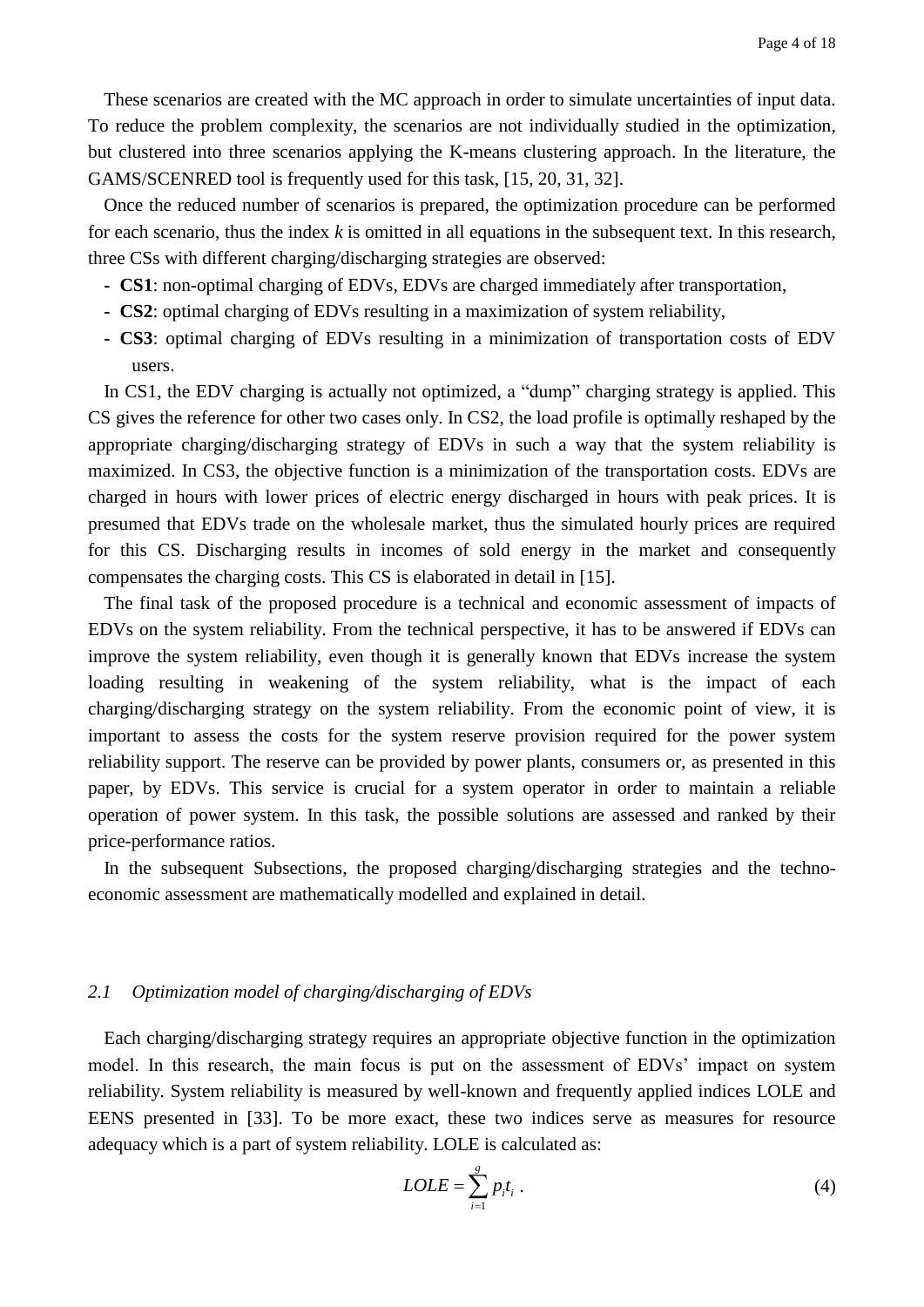These scenarios are created with the MC approach in order to simulate uncertainties of input data. To reduce the problem complexity, the scenarios are not individually studied in the optimization, but clustered into three scenarios applying the K-means clustering approach. In the literature, the GAMS/SCENRED tool is frequently used for this task, [15, 20, 31, 32].

Once the reduced number of scenarios is prepared, the optimization procedure can be performed for each scenario, thus the index $k$ is omitted in all equations in the subsequent text. In this research, three CSs with different charging/discharging strategies are observed:

- **CS1**: non-optimal charging of EDVs, EDVs are charged immediately after transportation,
- **CS2**: optimal charging of EDVs resulting in a maximization of system reliability,
- **CS3**: optimal charging of EDVs resulting in a minimization of transportation costs of EDV users.

In CS1, the EDV charging is actually not optimized, a "dump" charging strategy is applied. This CS gives the reference for other two cases only. In CS2, the load profile is optimally reshaped by the appropriate charging/discharging strategy of EDVs in such a way that the system reliability is maximized. In CS3, the objective function is a minimization of the transportation costs. EDVs are charged in hours with lower prices of electric energy discharged in hours with peak prices. It is presumed that EDVs trade on the wholesale market, thus the simulated hourly prices are required for this CS. Discharging results in incomes of sold energy in the market and consequently compensates the charging costs. This CS is elaborated in detail in [15].

The final task of the proposed procedure is a technical and economic assessment of impacts of EDVs on the system reliability. From the technical perspective, it has to be answered if EDVs can improve the system reliability, even though it is generally known that EDVs increase the system loading resulting in weakening of the system reliability, what is the impact of each charging/discharging strategy on the system reliability. From the economic point of view, it is important to assess the costs for the system reserve provision required for the power system reliability support. The reserve can be provided by power plants, consumers or, as presented in this paper, by EDVs. This service is crucial for a system operator in order to maintain a reliable operation of power system. In this task, the possible solutions are assessed and ranked by their price-performance ratios.

In the subsequent Subsections, the proposed charging/discharging strategies and the techno-economic assessment are mathematically modelled and explained in detail.

## *2.1 Optimization model of charging/discharging of EDVs*

Each charging/discharging strategy requires an appropriate objective function in the optimization model. In this research, the main focus is put on the assessment of EDVs' impact on system reliability. System reliability is measured by well-known and frequently applied indices LOLE and EENS presented in [33]. To be more exact, these two indices serve as measures for resource adequacy which is a part of system reliability. LOLE is calculated as:

$$LOLE = \sum_{i=1}^{g} p_i t_i \ . \tag{4}$$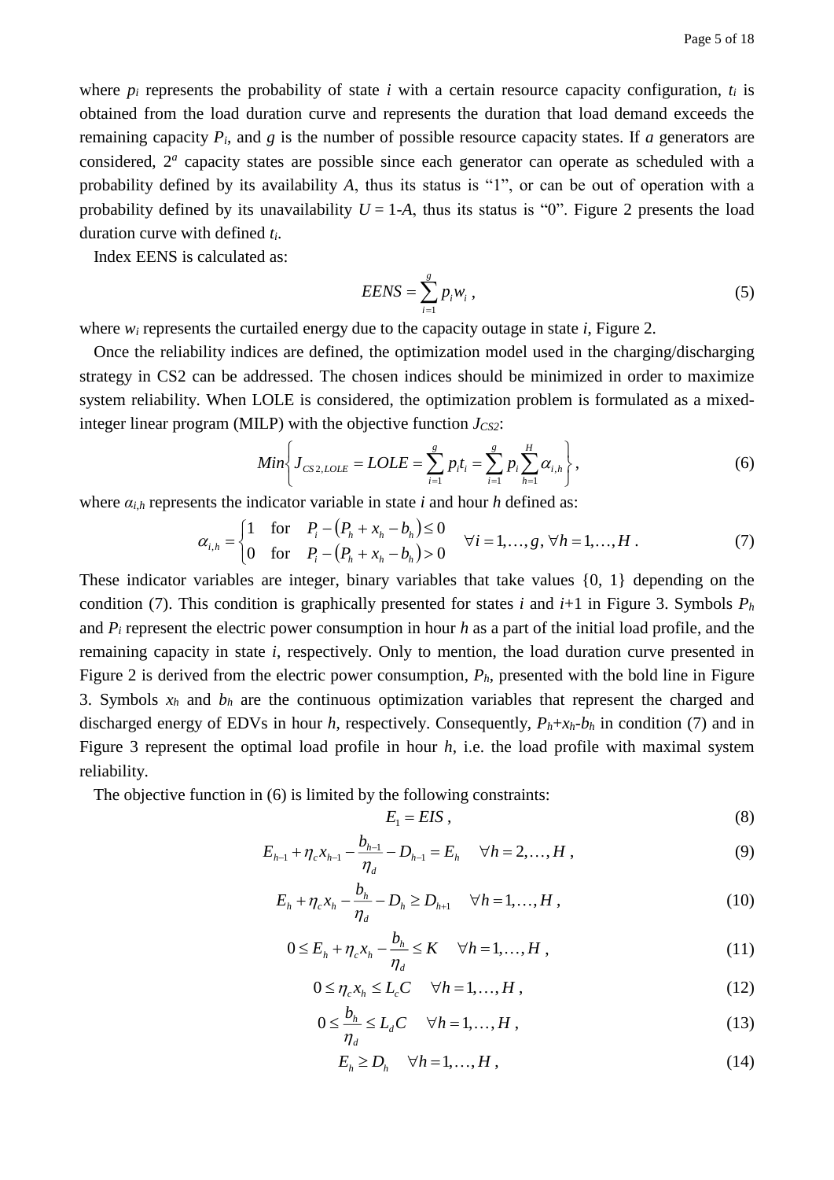where $p_i$ represents the probability of state $i$ with a certain resource capacity configuration, $t_i$ is obtained from the load duration curve and represents the duration that load demand exceeds the remaining capacity $P_i$, and $g$ is the number of possible resource capacity states. If $a$ generators are considered, $2^a$ capacity states are possible since each generator can operate as scheduled with a probability defined by its availability $A$, thus its status is "1", or can be out of operation with a probability defined by its unavailability $U = 1\text{-}A$, thus its status is "0". Figure 2 presents the load duration curve with defined $t_i$.

Index EENS is calculated as:

$$EENS = \sum_{i=1}^{g} p_i w_i \ , \tag{5}$$

where $w_i$ represents the curtailed energy due to the capacity outage in state $i$, Figure 2.

Once the reliability indices are defined, the optimization model used in the charging/discharging strategy in CS2 can be addressed. The chosen indices should be minimized in order to maximize system reliability. When LOLE is considered, the optimization problem is formulated as a mixed-integer linear program (MILP) with the objective function $J_{CS2}$:

$$Min\left\{ J_{CS2,LOLE} = LOLE = \sum_{i=1}^{g} p_i t_i = \sum_{i=1}^{g} p_i \sum_{h=1}^{H} \alpha_{i,h} \right\}, \tag{6}$$

where $\alpha_{i,h}$ represents the indicator variable in state $i$ and hour $h$ defined as:

$$\alpha_{i,h} = \begin{cases} 1 & \text{for} \quad P_i - \left(P_h + x_h - b_h\right) \leq 0 \\ 0 & \text{for} \quad P_i - \left(P_h + x_h - b_h\right) > 0 \end{cases} \quad \forall i = 1,\ldots,g, \ \forall h = 1,\ldots,H \ . \tag{7}$$

These indicator variables are integer, binary variables that take values {0, 1} depending on the condition (7). This condition is graphically presented for states $i$ and $i$+1 in Figure 3. Symbols $P_h$ and $P_i$ represent the electric power consumption in hour $h$ as a part of the initial load profile, and the remaining capacity in state $i$, respectively. Only to mention, the load duration curve presented in Figure 2 is derived from the electric power consumption, $P_h$, presented with the bold line in Figure 3. Symbols $x_h$ and $b_h$ are the continuous optimization variables that represent the charged and discharged energy of EDVs in hour $h$, respectively. Consequently, $P_h$+$x_h$-$b_h$ in condition (7) and in Figure 3 represent the optimal load profile in hour $h$, i.e. the load profile with maximal system reliability.

The objective function in (6) is limited by the following constraints:

$$E_1 = EIS \ , \tag{8}$$

$$E_{h-1} + \eta_c x_{h-1} - \frac{b_{h-1}}{\eta_d} - D_{h-1} = E_h \quad \forall h = 2,\ldots,H \ , \tag{9}$$

$$E_h + \eta_c x_h - \frac{b_h}{\eta_d} - D_h \geq D_{h+1} \quad \forall h = 1,\ldots,H \ , \tag{10}$$

$$0 \leq E_h + \eta_c x_h - \frac{b_h}{\eta_d} \leq K \quad \forall h = 1,\ldots,H \ , \tag{11}$$

$$0 \leq \eta_c x_h \leq L_c C \quad \forall h = 1,\ldots,H \ , \tag{12}$$

$$0 \leq \frac{b_h}{\eta_d} \leq L_d C \quad \forall h = 1,\ldots,H \ , \tag{13}$$

$$E_h \geq D_h \quad \forall h = 1,\ldots,H \ , \tag{14}$$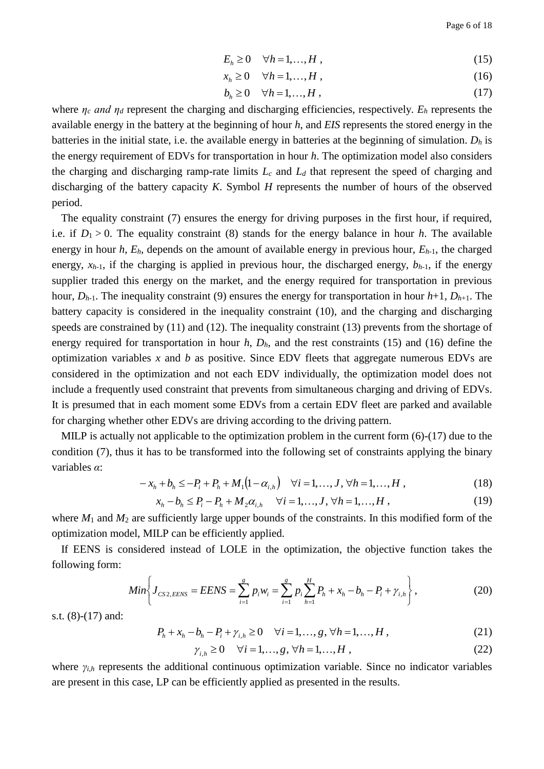$$E_h \geq 0 \quad \forall h = 1, \ldots, H \,, \tag{15}$$

$$x_h \geq 0 \quad \forall h = 1, \ldots, H \,, \tag{16}$$

$$b_h \geq 0 \quad \forall h = 1, \ldots, H \,, \tag{17}$$

where $\eta_c$ *and* $\eta_d$ represent the charging and discharging efficiencies, respectively. $E_h$ represents the available energy in the battery at the beginning of hour $h$, and $EIS$ represents the stored energy in the batteries in the initial state, i.e. the available energy in batteries at the beginning of simulation. $D_h$ is the energy requirement of EDVs for transportation in hour $h$. The optimization model also considers the charging and discharging ramp-rate limits $L_c$ and $L_d$ that represent the speed of charging and discharging of the battery capacity $K$. Symbol $H$ represents the number of hours of the observed period.

The equality constraint (7) ensures the energy for driving purposes in the first hour, if required, i.e. if $D_1 > 0$. The equality constraint (8) stands for the energy balance in hour $h$. The available energy in hour $h$, $E_h$, depends on the amount of available energy in previous hour, $E_{h-1}$, the charged energy, $x_{h-1}$, if the charging is applied in previous hour, the discharged energy, $b_{h-1}$, if the energy supplier traded this energy on the market, and the energy required for transportation in previous hour, $D_{h-1}$. The inequality constraint (9) ensures the energy for transportation in hour $h$+1, $D_{h+1}$. The battery capacity is considered in the inequality constraint (10), and the charging and discharging speeds are constrained by (11) and (12). The inequality constraint (13) prevents from the shortage of energy required for transportation in hour $h$, $D_h$, and the rest constraints (15) and (16) define the optimization variables $x$ and $b$ as positive. Since EDV fleets that aggregate numerous EDVs are considered in the optimization and not each EDV individually, the optimization model does not include a frequently used constraint that prevents from simultaneous charging and driving of EDVs. It is presumed that in each moment some EDVs from a certain EDV fleet are parked and available for charging whether other EDVs are driving according to the driving pattern.

MILP is actually not applicable to the optimization problem in the current form (6)-(17) due to the condition (7), thus it has to be transformed into the following set of constraints applying the binary variables $\alpha$:

$$-x_h + b_h \leq -P_i + P_h + M_1\left(1 - \alpha_{i,h}\right) \quad \forall i = 1, \ldots, J, \forall h = 1, \ldots, H \,, \tag{18}$$

$$x_h - b_h \leq P_i - P_h + M_2 \alpha_{i,h} \quad \forall i = 1, \ldots, J, \forall h = 1, \ldots, H \,, \tag{19}$$

where $M_1$ and $M_2$ are sufficiently large upper bounds of the constraints. In this modified form of the optimization model, MILP can be efficiently applied.

If EENS is considered instead of LOLE in the optimization, the objective function takes the following form:

$$Min\left\{ J_{CS2,EENS} = EENS = \sum_{i=1}^{g} p_i w_i = \sum_{i=1}^{g} p_i \sum_{h=1}^{H} P_h + x_h - b_h - P_i + \gamma_{i,h} \right\}, \tag{20}$$

s.t. (8)-(17) and:

$$P_h + x_h - b_h - P_i + \gamma_{i,h} \geq 0 \quad \forall i = 1, \ldots, g, \forall h = 1, \ldots, H \,, \tag{21}$$

$$\gamma_{i,h} \geq 0 \quad \forall i = 1, \ldots, g, \forall h = 1, \ldots, H \,, \tag{22}$$

where $\gamma_{i,h}$ represents the additional continuous optimization variable. Since no indicator variables are present in this case, LP can be efficiently applied as presented in the results.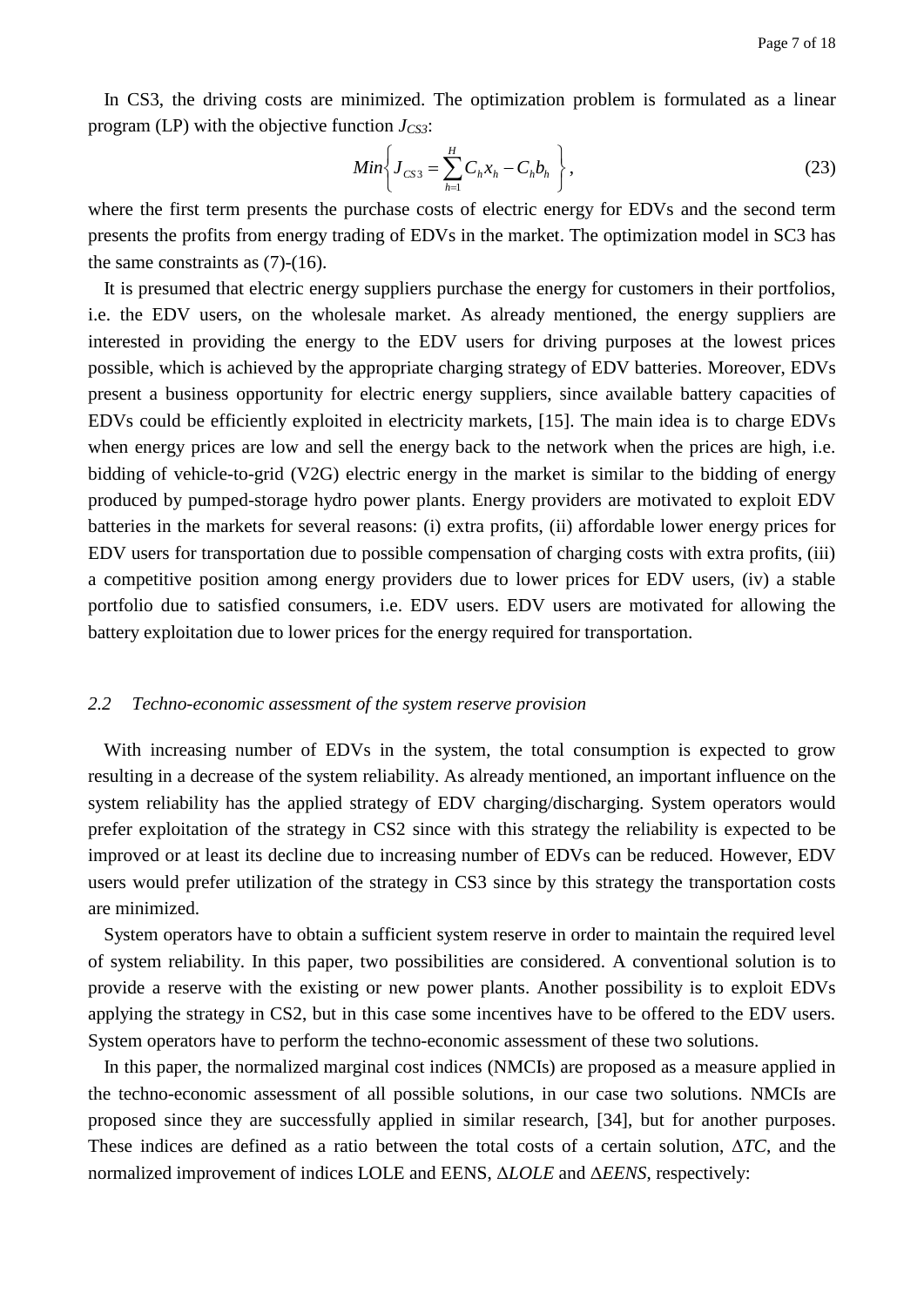In CS3, the driving costs are minimized. The optimization problem is formulated as a linear program (LP) with the objective function $J_{CS3}$:

$$Min\left\{ J_{CS3} = \sum_{h=1}^{H} C_h x_h - C_h b_h \right\}, \tag{23}$$

where the first term presents the purchase costs of electric energy for EDVs and the second term presents the profits from energy trading of EDVs in the market. The optimization model in SC3 has the same constraints as (7)-(16).

It is presumed that electric energy suppliers purchase the energy for customers in their portfolios, i.e. the EDV users, on the wholesale market. As already mentioned, the energy suppliers are interested in providing the energy to the EDV users for driving purposes at the lowest prices possible, which is achieved by the appropriate charging strategy of EDV batteries. Moreover, EDVs present a business opportunity for electric energy suppliers, since available battery capacities of EDVs could be efficiently exploited in electricity markets, [15]. The main idea is to charge EDVs when energy prices are low and sell the energy back to the network when the prices are high, i.e. bidding of vehicle-to-grid (V2G) electric energy in the market is similar to the bidding of energy produced by pumped-storage hydro power plants. Energy providers are motivated to exploit EDV batteries in the markets for several reasons: (i) extra profits, (ii) affordable lower energy prices for EDV users for transportation due to possible compensation of charging costs with extra profits, (iii) a competitive position among energy providers due to lower prices for EDV users, (iv) a stable portfolio due to satisfied consumers, i.e. EDV users. EDV users are motivated for allowing the battery exploitation due to lower prices for the energy required for transportation.

### *2.2 Techno-economic assessment of the system reserve provision*

With increasing number of EDVs in the system, the total consumption is expected to grow resulting in a decrease of the system reliability. As already mentioned, an important influence on the system reliability has the applied strategy of EDV charging/discharging. System operators would prefer exploitation of the strategy in CS2 since with this strategy the reliability is expected to be improved or at least its decline due to increasing number of EDVs can be reduced. However, EDV users would prefer utilization of the strategy in CS3 since by this strategy the transportation costs are minimized.

System operators have to obtain a sufficient system reserve in order to maintain the required level of system reliability. In this paper, two possibilities are considered. A conventional solution is to provide a reserve with the existing or new power plants. Another possibility is to exploit EDVs applying the strategy in CS2, but in this case some incentives have to be offered to the EDV users. System operators have to perform the techno-economic assessment of these two solutions.

In this paper, the normalized marginal cost indices (NMCIs) are proposed as a measure applied in the techno-economic assessment of all possible solutions, in our case two solutions. NMCIs are proposed since they are successfully applied in similar research, [34], but for another purposes. These indices are defined as a ratio between the total costs of a certain solution, $\Delta TC$, and the normalized improvement of indices LOLE and EENS, $\Delta LOLE$ and $\Delta EENS$, respectively: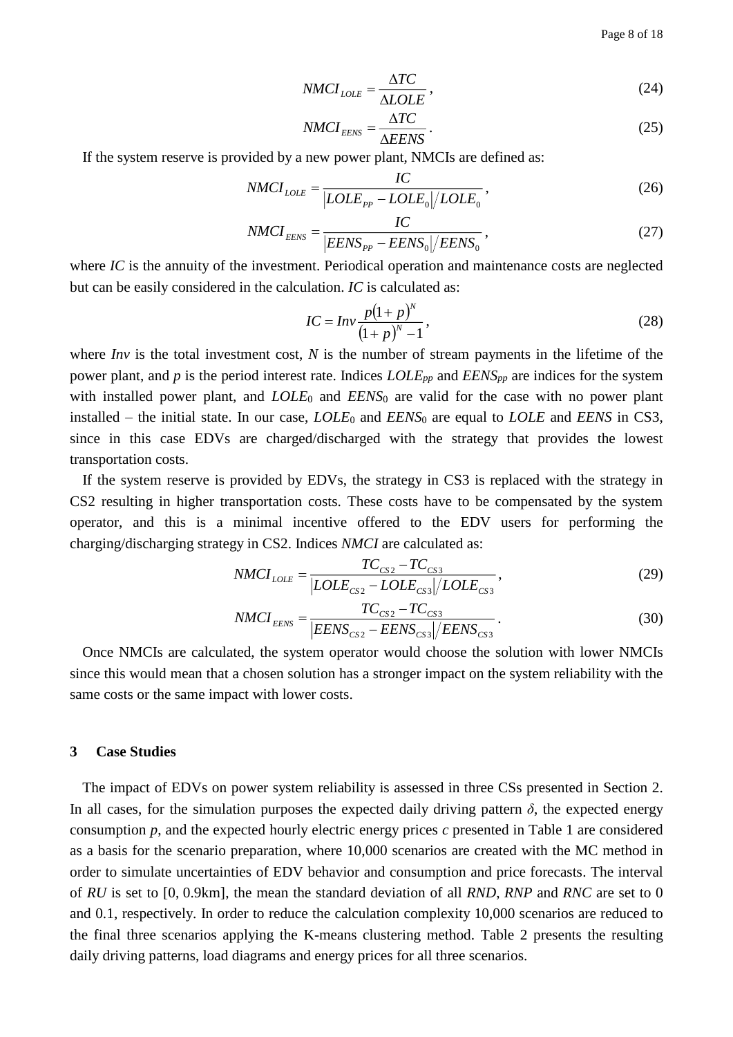$$NMCI_{LOLE} = \frac{\Delta TC}{\Delta LOLE}, \tag{24}$$

$$NMCI_{EENS} = \frac{\Delta TC}{\Delta EENS}. \tag{25}$$

If the system reserve is provided by a new power plant, NMCIs are defined as:

$$NMCI_{LOLE} = \frac{IC}{\left|LOLE_{PP} - LOLE_0\right| / LOLE_0}, \tag{26}$$

$$NMCI_{EENS} = \frac{IC}{\left|EENS_{PP} - EENS_0\right| / EENS_0}, \tag{27}$$

where *IC* is the annuity of the investment. Periodical operation and maintenance costs are neglected but can be easily considered in the calculation. *IC* is calculated as:

$$IC = Inv \frac{p(1+p)^N}{(1+p)^N - 1}, \tag{28}$$

where *Inv* is the total investment cost, *N* is the number of stream payments in the lifetime of the power plant, and *p* is the period interest rate. Indices $LOLE_{pp}$ and $EENS_{pp}$ are indices for the system with installed power plant, and $LOLE_0$ and $EENS_0$ are valid for the case with no power plant installed – the initial state. In our case, $LOLE_0$ and $EENS_0$ are equal to *LOLE* and *EENS* in CS3, since in this case EDVs are charged/discharged with the strategy that provides the lowest transportation costs.

If the system reserve is provided by EDVs, the strategy in CS3 is replaced with the strategy in CS2 resulting in higher transportation costs. These costs have to be compensated by the system operator, and this is a minimal incentive offered to the EDV users for performing the charging/discharging strategy in CS2. Indices *NMCI* are calculated as:

$$NMCI_{LOLE} = \frac{TC_{CS2} - TC_{CS3}}{\left|LOLE_{CS2} - LOLE_{CS3}\right| / LOLE_{CS3}}, \tag{29}$$

$$NMCI_{EENS} = \frac{TC_{CS2} - TC_{CS3}}{\left|EENS_{CS2} - EENS_{CS3}\right| / EENS_{CS3}}. \tag{30}$$

Once NMCIs are calculated, the system operator would choose the solution with lower NMCIs since this would mean that a chosen solution has a stronger impact on the system reliability with the same costs or the same impact with lower costs.

## 3 Case Studies

The impact of EDVs on power system reliability is assessed in three CSs presented in Section 2. In all cases, for the simulation purposes the expected daily driving pattern $\delta$, the expected energy consumption *p*, and the expected hourly electric energy prices *c* presented in Table 1 are considered as a basis for the scenario preparation, where 10,000 scenarios are created with the MC method in order to simulate uncertainties of EDV behavior and consumption and price forecasts. The interval of *RU* is set to [0, 0.9km], the mean the standard deviation of all *RND*, *RNP* and *RNC* are set to 0 and 0.1, respectively. In order to reduce the calculation complexity 10,000 scenarios are reduced to the final three scenarios applying the K-means clustering method. Table 2 presents the resulting daily driving patterns, load diagrams and energy prices for all three scenarios.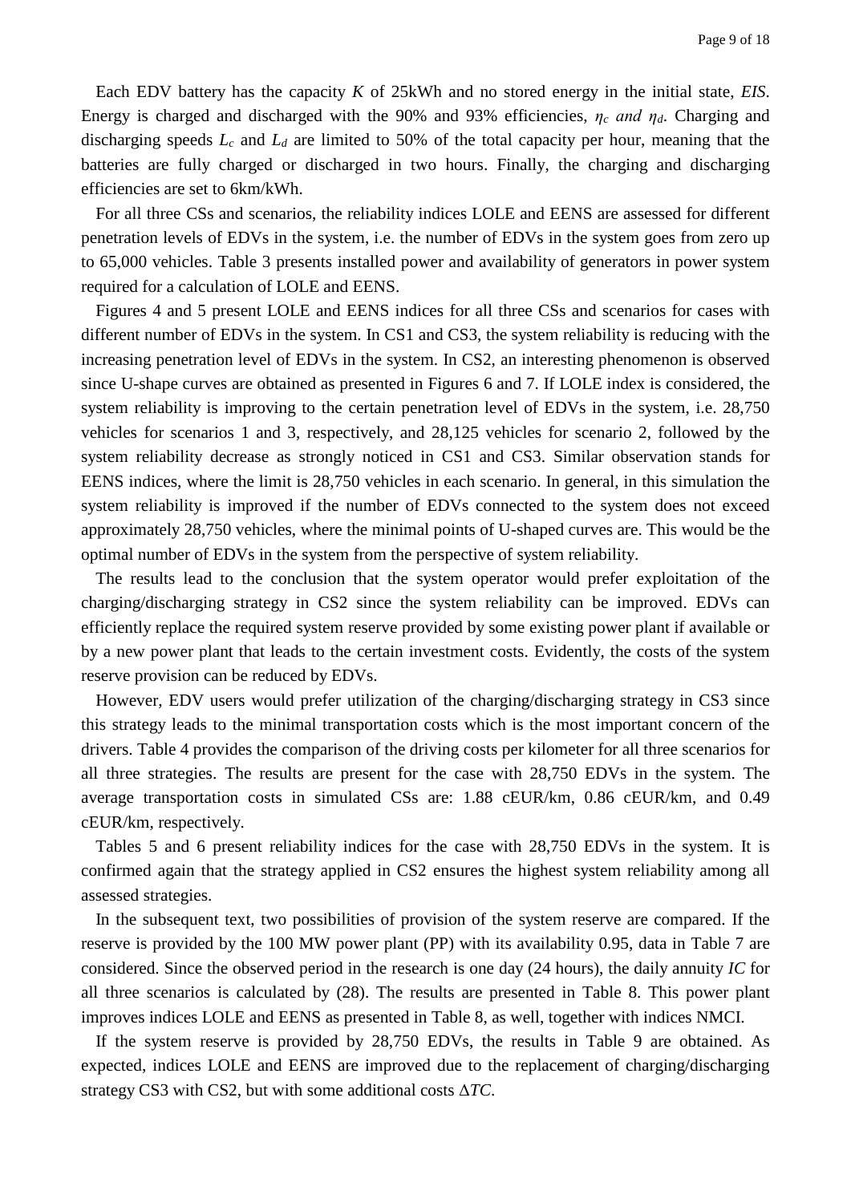Each EDV battery has the capacity $K$ of 25kWh and no stored energy in the initial state, $EIS$. Energy is charged and discharged with the 90% and 93% efficiencies, $\eta_c$ *and* $\eta_d$. Charging and discharging speeds $L_c$ and $L_d$ are limited to 50% of the total capacity per hour, meaning that the batteries are fully charged or discharged in two hours. Finally, the charging and discharging efficiencies are set to 6km/kWh.

For all three CSs and scenarios, the reliability indices LOLE and EENS are assessed for different penetration levels of EDVs in the system, i.e. the number of EDVs in the system goes from zero up to 65,000 vehicles. Table 3 presents installed power and availability of generators in power system required for a calculation of LOLE and EENS.

Figures 4 and 5 present LOLE and EENS indices for all three CSs and scenarios for cases with different number of EDVs in the system. In CS1 and CS3, the system reliability is reducing with the increasing penetration level of EDVs in the system. In CS2, an interesting phenomenon is observed since U-shape curves are obtained as presented in Figures 6 and 7. If LOLE index is considered, the system reliability is improving to the certain penetration level of EDVs in the system, i.e. 28,750 vehicles for scenarios 1 and 3, respectively, and 28,125 vehicles for scenario 2, followed by the system reliability decrease as strongly noticed in CS1 and CS3. Similar observation stands for EENS indices, where the limit is 28,750 vehicles in each scenario. In general, in this simulation the system reliability is improved if the number of EDVs connected to the system does not exceed approximately 28,750 vehicles, where the minimal points of U-shaped curves are. This would be the optimal number of EDVs in the system from the perspective of system reliability.

The results lead to the conclusion that the system operator would prefer exploitation of the charging/discharging strategy in CS2 since the system reliability can be improved. EDVs can efficiently replace the required system reserve provided by some existing power plant if available or by a new power plant that leads to the certain investment costs. Evidently, the costs of the system reserve provision can be reduced by EDVs.

However, EDV users would prefer utilization of the charging/discharging strategy in CS3 since this strategy leads to the minimal transportation costs which is the most important concern of the drivers. Table 4 provides the comparison of the driving costs per kilometer for all three scenarios for all three strategies. The results are present for the case with 28,750 EDVs in the system. The average transportation costs in simulated CSs are: 1.88 cEUR/km, 0.86 cEUR/km, and 0.49 cEUR/km, respectively.

Tables 5 and 6 present reliability indices for the case with 28,750 EDVs in the system. It is confirmed again that the strategy applied in CS2 ensures the highest system reliability among all assessed strategies.

In the subsequent text, two possibilities of provision of the system reserve are compared. If the reserve is provided by the 100 MW power plant (PP) with its availability 0.95, data in Table 7 are considered. Since the observed period in the research is one day (24 hours), the daily annuity $IC$ for all three scenarios is calculated by (28). The results are presented in Table 8. This power plant improves indices LOLE and EENS as presented in Table 8, as well, together with indices NMCI.

If the system reserve is provided by 28,750 EDVs, the results in Table 9 are obtained. As expected, indices LOLE and EENS are improved due to the replacement of charging/discharging strategy CS3 with CS2, but with some additional costs $\Delta TC$.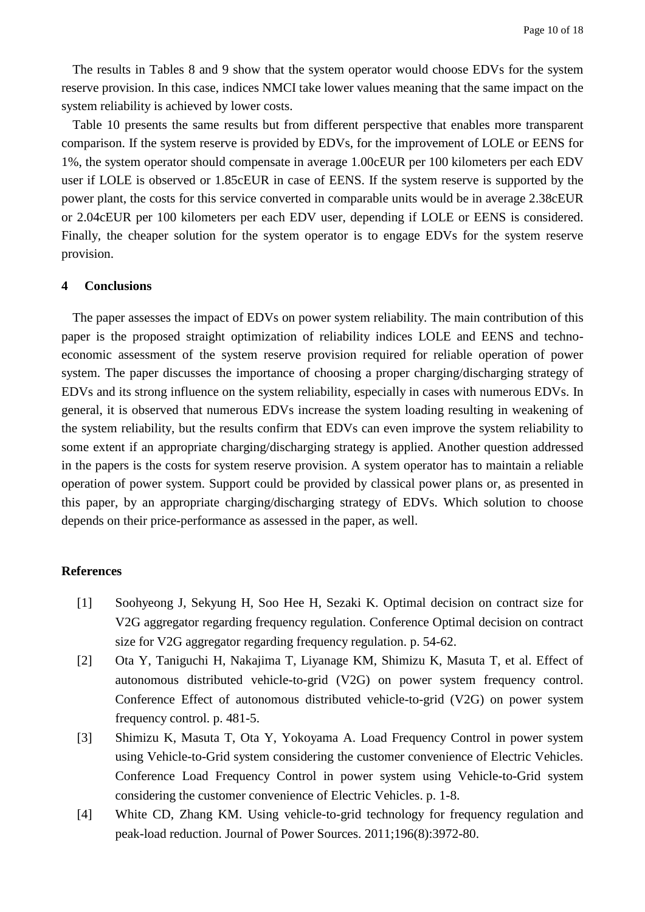The results in Tables 8 and 9 show that the system operator would choose EDVs for the system reserve provision. In this case, indices NMCI take lower values meaning that the same impact on the system reliability is achieved by lower costs.

Table 10 presents the same results but from different perspective that enables more transparent comparison. If the system reserve is provided by EDVs, for the improvement of LOLE or EENS for 1%, the system operator should compensate in average 1.00cEUR per 100 kilometers per each EDV user if LOLE is observed or 1.85cEUR in case of EENS. If the system reserve is supported by the power plant, the costs for this service converted in comparable units would be in average 2.38cEUR or 2.04cEUR per 100 kilometers per each EDV user, depending if LOLE or EENS is considered. Finally, the cheaper solution for the system operator is to engage EDVs for the system reserve provision.

## 4 Conclusions

The paper assesses the impact of EDVs on power system reliability. The main contribution of this paper is the proposed straight optimization of reliability indices LOLE and EENS and techno-economic assessment of the system reserve provision required for reliable operation of power system. The paper discusses the importance of choosing a proper charging/discharging strategy of EDVs and its strong influence on the system reliability, especially in cases with numerous EDVs. In general, it is observed that numerous EDVs increase the system loading resulting in weakening of the system reliability, but the results confirm that EDVs can even improve the system reliability to some extent if an appropriate charging/discharging strategy is applied. Another question addressed in the papers is the costs for system reserve provision. A system operator has to maintain a reliable operation of power system. Support could be provided by classical power plans or, as presented in this paper, by an appropriate charging/discharging strategy of EDVs. Which solution to choose depends on their price-performance as assessed in the paper, as well.

## References

[1] Soohyeong J, Sekyung H, Soo Hee H, Sezaki K. Optimal decision on contract size for V2G aggregator regarding frequency regulation. Conference Optimal decision on contract size for V2G aggregator regarding frequency regulation. p. 54-62.

[2] Ota Y, Taniguchi H, Nakajima T, Liyanage KM, Shimizu K, Masuta T, et al. Effect of autonomous distributed vehicle-to-grid (V2G) on power system frequency control. Conference Effect of autonomous distributed vehicle-to-grid (V2G) on power system frequency control. p. 481-5.

[3] Shimizu K, Masuta T, Ota Y, Yokoyama A. Load Frequency Control in power system using Vehicle-to-Grid system considering the customer convenience of Electric Vehicles. Conference Load Frequency Control in power system using Vehicle-to-Grid system considering the customer convenience of Electric Vehicles. p. 1-8.

[4] White CD, Zhang KM. Using vehicle-to-grid technology for frequency regulation and peak-load reduction. Journal of Power Sources. 2011;196(8):3972-80.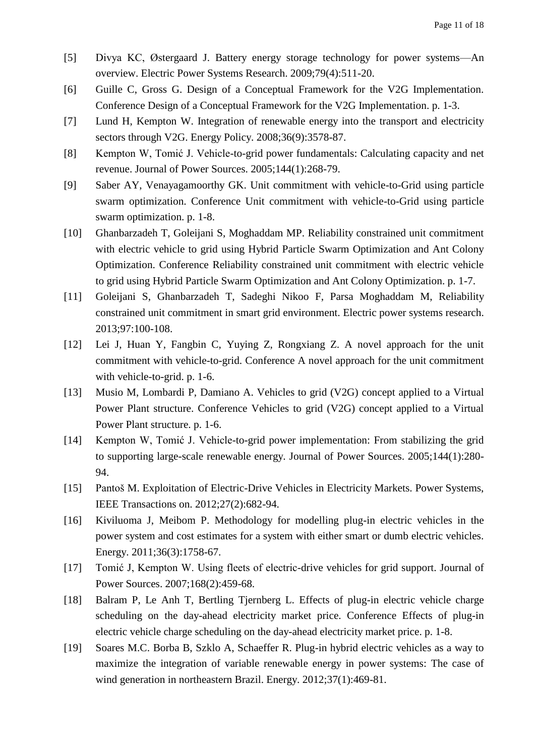[5] Divya KC, Østergaard J. Battery energy storage technology for power systems—An overview. Electric Power Systems Research. 2009;79(4):511-20.

[6] Guille C, Gross G. Design of a Conceptual Framework for the V2G Implementation. Conference Design of a Conceptual Framework for the V2G Implementation. p. 1-3.

[7] Lund H, Kempton W. Integration of renewable energy into the transport and electricity sectors through V2G. Energy Policy. 2008;36(9):3578-87.

[8] Kempton W, Tomić J. Vehicle-to-grid power fundamentals: Calculating capacity and net revenue. Journal of Power Sources. 2005;144(1):268-79.

[9] Saber AY, Venayagamoorthy GK. Unit commitment with vehicle-to-Grid using particle swarm optimization. Conference Unit commitment with vehicle-to-Grid using particle swarm optimization. p. 1-8.

[10] Ghanbarzadeh T, Goleijani S, Moghaddam MP. Reliability constrained unit commitment with electric vehicle to grid using Hybrid Particle Swarm Optimization and Ant Colony Optimization. Conference Reliability constrained unit commitment with electric vehicle to grid using Hybrid Particle Swarm Optimization and Ant Colony Optimization. p. 1-7.

[11] Goleijani S, Ghanbarzadeh T, Sadeghi Nikoo F, Parsa Moghaddam M, Reliability constrained unit commitment in smart grid environment. Electric power systems research. 2013;97:100-108.

[12] Lei J, Huan Y, Fangbin C, Yuying Z, Rongxiang Z. A novel approach for the unit commitment with vehicle-to-grid. Conference A novel approach for the unit commitment with vehicle-to-grid. p. 1-6.

[13] Musio M, Lombardi P, Damiano A. Vehicles to grid (V2G) concept applied to a Virtual Power Plant structure. Conference Vehicles to grid (V2G) concept applied to a Virtual Power Plant structure. p. 1-6.

[14] Kempton W, Tomić J. Vehicle-to-grid power implementation: From stabilizing the grid to supporting large-scale renewable energy. Journal of Power Sources. 2005;144(1):280-94.

[15] Pantoš M. Exploitation of Electric-Drive Vehicles in Electricity Markets. Power Systems, IEEE Transactions on. 2012;27(2):682-94.

[16] Kiviluoma J, Meibom P. Methodology for modelling plug-in electric vehicles in the power system and cost estimates for a system with either smart or dumb electric vehicles. Energy. 2011;36(3):1758-67.

[17] Tomić J, Kempton W. Using fleets of electric-drive vehicles for grid support. Journal of Power Sources. 2007;168(2):459-68.

[18] Balram P, Le Anh T, Bertling Tjernberg L. Effects of plug-in electric vehicle charge scheduling on the day-ahead electricity market price. Conference Effects of plug-in electric vehicle charge scheduling on the day-ahead electricity market price. p. 1-8.

[19] Soares M.C. Borba B, Szklo A, Schaeffer R. Plug-in hybrid electric vehicles as a way to maximize the integration of variable renewable energy in power systems: The case of wind generation in northeastern Brazil. Energy. 2012;37(1):469-81.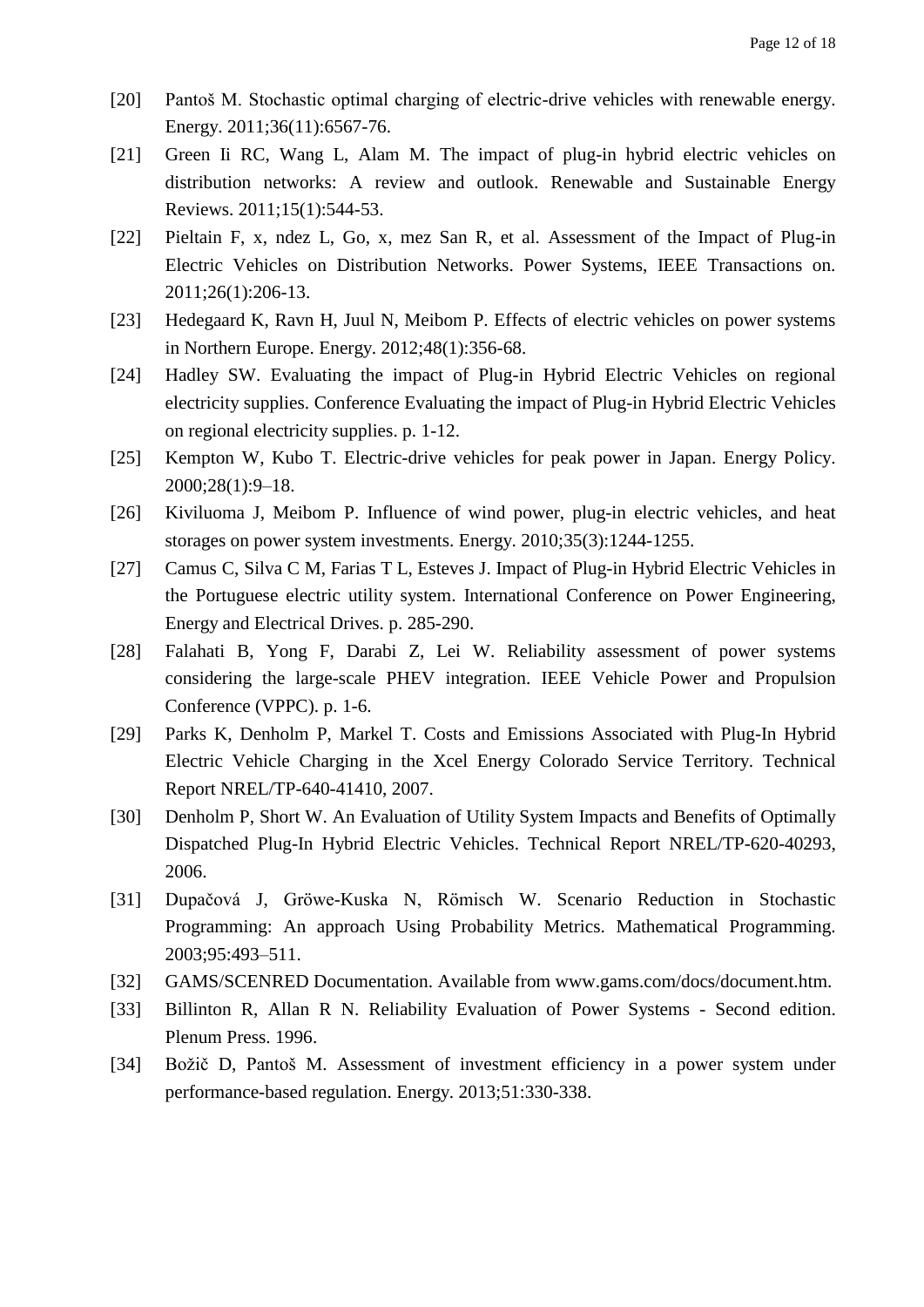[20] Pantoš M. Stochastic optimal charging of electric-drive vehicles with renewable energy. Energy. 2011;36(11):6567-76.

[21] Green Ii RC, Wang L, Alam M. The impact of plug-in hybrid electric vehicles on distribution networks: A review and outlook. Renewable and Sustainable Energy Reviews. 2011;15(1):544-53.

[22] Pieltain F, x, ndez L, Go, x, mez San R, et al. Assessment of the Impact of Plug-in Electric Vehicles on Distribution Networks. Power Systems, IEEE Transactions on. 2011;26(1):206-13.

[23] Hedegaard K, Ravn H, Juul N, Meibom P. Effects of electric vehicles on power systems in Northern Europe. Energy. 2012;48(1):356-68.

[24] Hadley SW. Evaluating the impact of Plug-in Hybrid Electric Vehicles on regional electricity supplies. Conference Evaluating the impact of Plug-in Hybrid Electric Vehicles on regional electricity supplies. p. 1-12.

[25] Kempton W, Kubo T. Electric-drive vehicles for peak power in Japan. Energy Policy. 2000;28(1):9–18.

[26] Kiviluoma J, Meibom P. Influence of wind power, plug-in electric vehicles, and heat storages on power system investments. Energy. 2010;35(3):1244-1255.

[27] Camus C, Silva C M, Farias T L, Esteves J. Impact of Plug-in Hybrid Electric Vehicles in the Portuguese electric utility system. International Conference on Power Engineering, Energy and Electrical Drives. p. 285-290.

[28] Falahati B, Yong F, Darabi Z, Lei W. Reliability assessment of power systems considering the large-scale PHEV integration. IEEE Vehicle Power and Propulsion Conference (VPPC). p. 1-6.

[29] Parks K, Denholm P, Markel T. Costs and Emissions Associated with Plug-In Hybrid Electric Vehicle Charging in the Xcel Energy Colorado Service Territory. Technical Report NREL/TP-640-41410, 2007.

[30] Denholm P, Short W. An Evaluation of Utility System Impacts and Benefits of Optimally Dispatched Plug-In Hybrid Electric Vehicles. Technical Report NREL/TP-620-40293, 2006.

[31] Dupačová J, Gröwe-Kuska N, Römisch W. Scenario Reduction in Stochastic Programming: An approach Using Probability Metrics. Mathematical Programming. 2003;95:493–511.

[32] GAMS/SCENRED Documentation. Available from www.gams.com/docs/document.htm.

[33] Billinton R, Allan R N. Reliability Evaluation of Power Systems - Second edition. Plenum Press. 1996.

[34] Božič D, Pantoš M. Assessment of investment efficiency in a power system under performance-based regulation. Energy. 2013;51:330-338.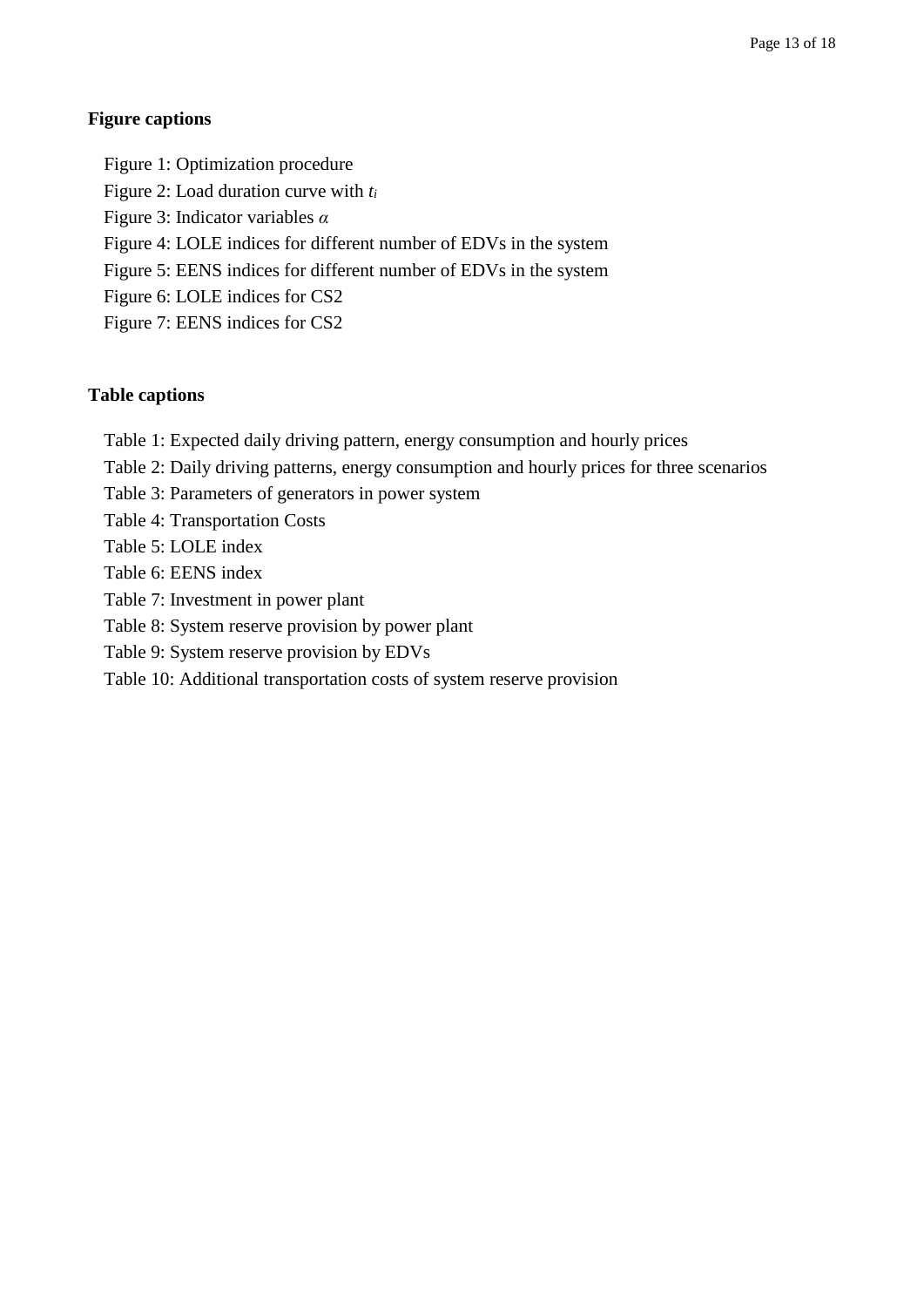**Figure captions**

Figure 1: Optimization procedure

Figure 2: Load duration curve with $t_i$

Figure 3: Indicator variables $\alpha$

Figure 4: LOLE indices for different number of EDVs in the system

Figure 5: EENS indices for different number of EDVs in the system

Figure 6: LOLE indices for CS2

Figure 7: EENS indices for CS2

**Table captions**

Table 1: Expected daily driving pattern, energy consumption and hourly prices

Table 2: Daily driving patterns, energy consumption and hourly prices for three scenarios

Table 3: Parameters of generators in power system

Table 4: Transportation Costs

Table 5: LOLE index

Table 6: EENS index

Table 7: Investment in power plant

Table 8: System reserve provision by power plant

Table 9: System reserve provision by EDVs

Table 10: Additional transportation costs of system reserve provision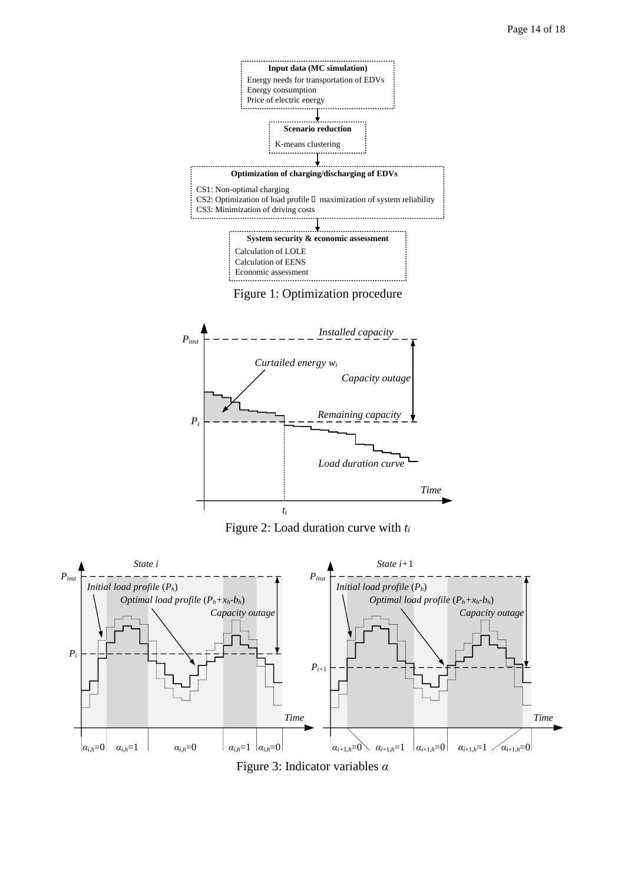**Input data (MC simulation)**

Energy needs for transportation of EDVs
Energy consumption
Price of electric energy

**Scenario reduction**

K-means clustering

**Optimization of charging/discharging of EDVs**

CS1: Non-optimal charging
CS2: Optimization of load profile  maximization of system reliability
CS3: Minimization of driving costs

**System security & economic assessment**

Calculation of LOLE
Calculation of EENS
Economic assessment

Figure 1: Optimization procedure

Figure 2: Load duration curve with $t_i$

Figure 3: Indicator variables $\alpha$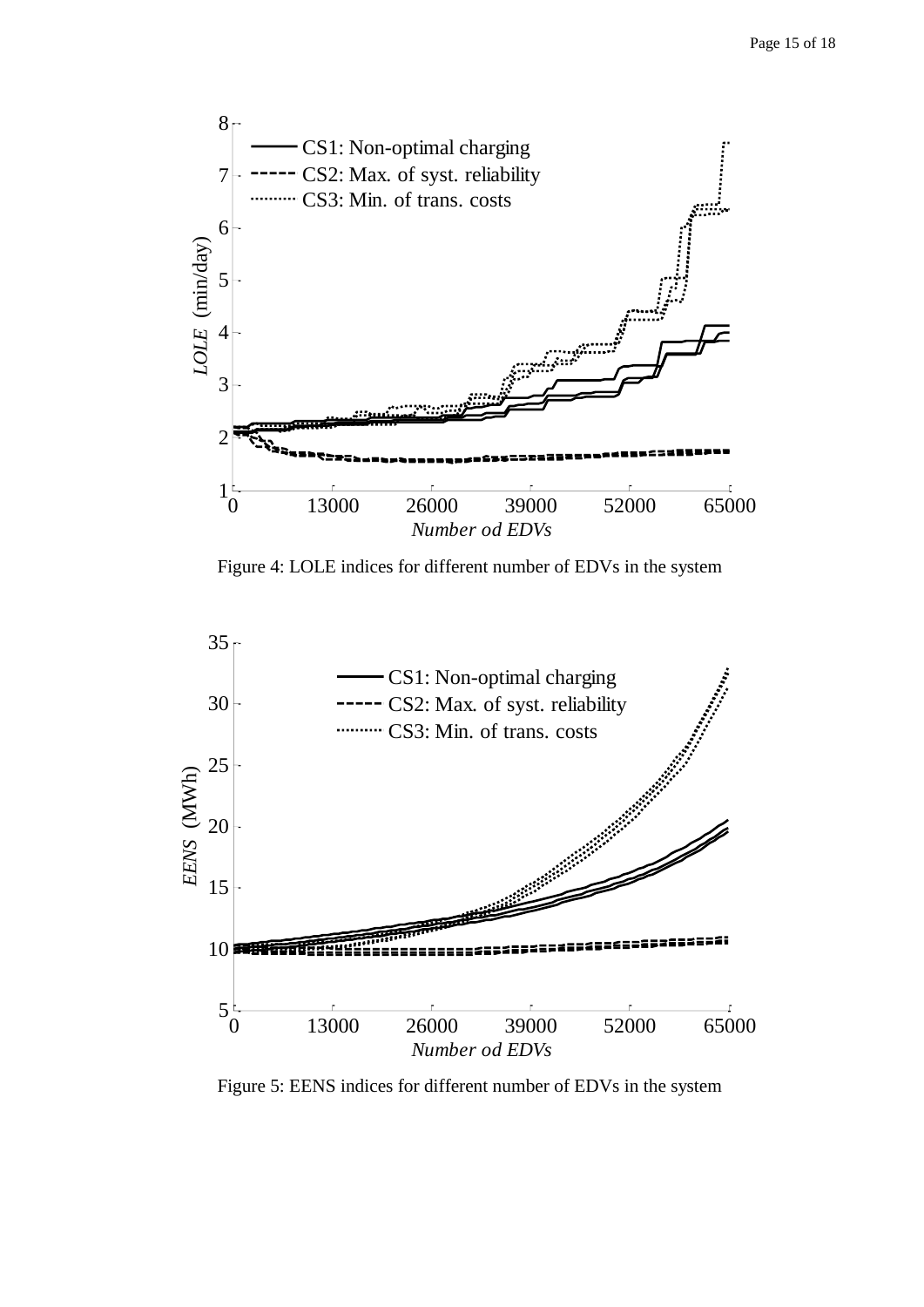Figure 4: LOLE indices for different number of EDVs in the system

Figure 5: EENS indices for different number of EDVs in the system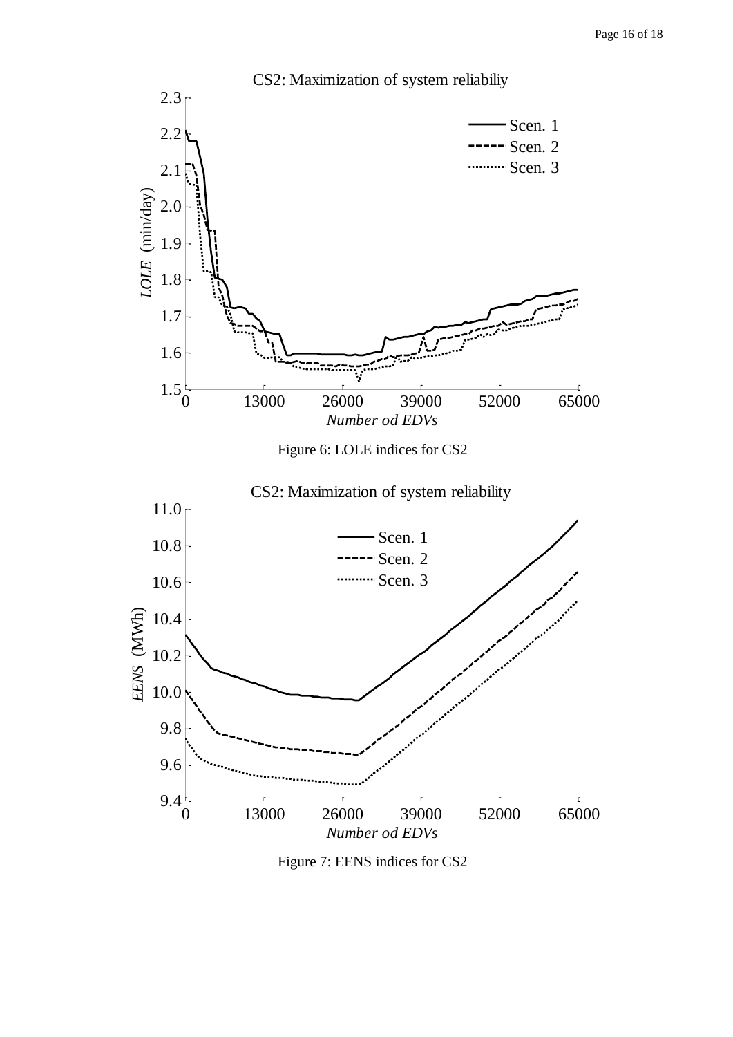Figure 6: LOLE indices for CS2

Figure 7: EENS indices for CS2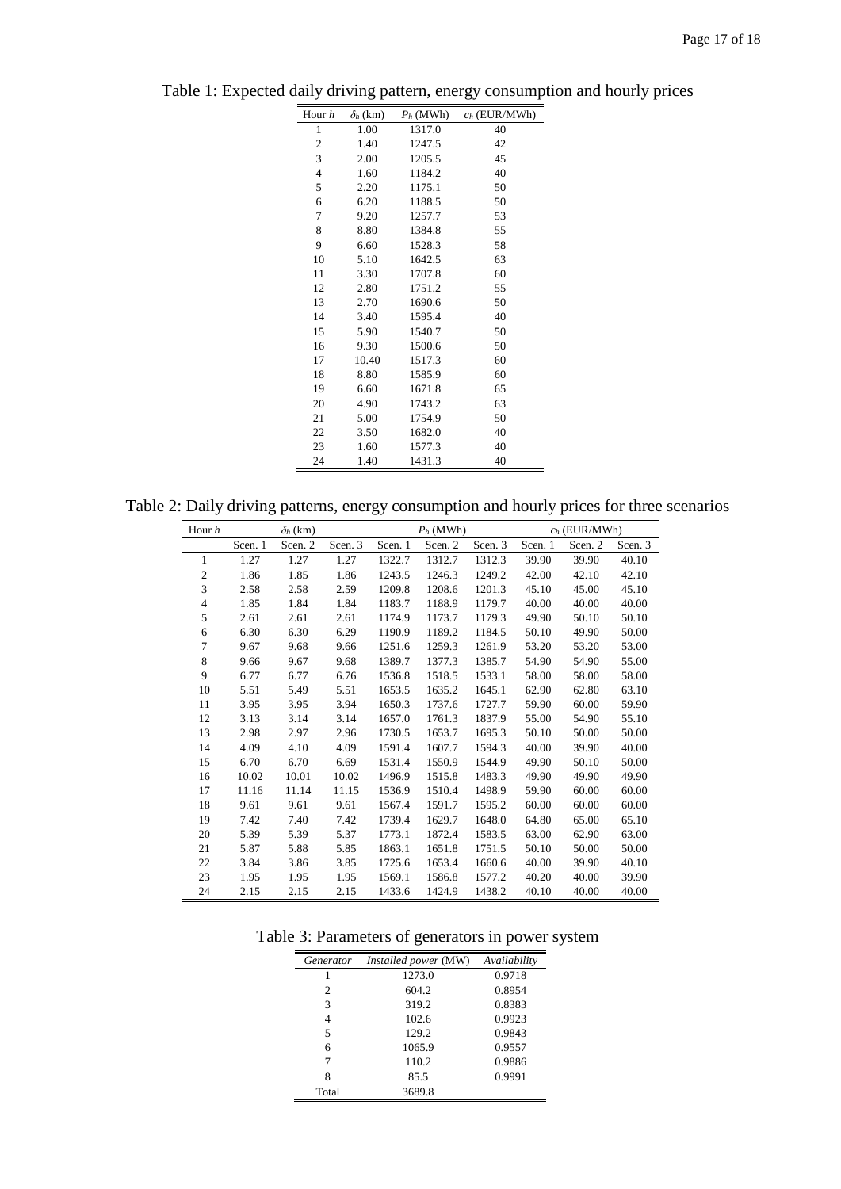Table 1: Expected daily driving pattern, energy consumption and hourly prices

| Hour $h$ | $\delta_h$ (km) | $P_h$ (MWh) | $c_h$ (EUR/MWh) |
|---|---|---|---|
| 1 | 1.00 | 1317.0 | 40 |
| 2 | 1.40 | 1247.5 | 42 |
| 3 | 2.00 | 1205.5 | 45 |
| 4 | 1.60 | 1184.2 | 40 |
| 5 | 2.20 | 1175.1 | 50 |
| 6 | 6.20 | 1188.5 | 50 |
| 7 | 9.20 | 1257.7 | 53 |
| 8 | 8.80 | 1384.8 | 55 |
| 9 | 6.60 | 1528.3 | 58 |
| 10 | 5.10 | 1642.5 | 63 |
| 11 | 3.30 | 1707.8 | 60 |
| 12 | 2.80 | 1751.2 | 55 |
| 13 | 2.70 | 1690.6 | 50 |
| 14 | 3.40 | 1595.4 | 40 |
| 15 | 5.90 | 1540.7 | 50 |
| 16 | 9.30 | 1500.6 | 50 |
| 17 | 10.40 | 1517.3 | 60 |
| 18 | 8.80 | 1585.9 | 60 |
| 19 | 6.60 | 1671.8 | 65 |
| 20 | 4.90 | 1743.2 | 63 |
| 21 | 5.00 | 1754.9 | 50 |
| 22 | 3.50 | 1682.0 | 40 |
| 23 | 1.60 | 1577.3 | 40 |
| 24 | 1.40 | 1431.3 | 40 |

Table 2: Daily driving patterns, energy consumption and hourly prices for three scenarios

| Hour $h$ | $\delta_h$ (km) | | | $P_h$ (MWh) | | | $c_h$ (EUR/MWh) | | |
|---|---|---|---|---|---|---|---|---|---|
| | Scen. 1 | Scen. 2 | Scen. 3 | Scen. 1 | Scen. 2 | Scen. 3 | Scen. 1 | Scen. 2 | Scen. 3 |
| 1 | 1.27 | 1.27 | 1.27 | 1322.7 | 1312.7 | 1312.3 | 39.90 | 39.90 | 40.10 |
| 2 | 1.86 | 1.85 | 1.86 | 1243.5 | 1246.3 | 1249.2 | 42.00 | 42.10 | 42.10 |
| 3 | 2.58 | 2.58 | 2.59 | 1209.8 | 1208.6 | 1201.3 | 45.10 | 45.00 | 45.10 |
| 4 | 1.85 | 1.84 | 1.84 | 1183.7 | 1188.9 | 1179.7 | 40.00 | 40.00 | 40.00 |
| 5 | 2.61 | 2.61 | 2.61 | 1174.9 | 1173.7 | 1179.3 | 49.90 | 50.10 | 50.10 |
| 6 | 6.30 | 6.30 | 6.29 | 1190.9 | 1189.2 | 1184.5 | 50.10 | 49.90 | 50.00 |
| 7 | 9.67 | 9.68 | 9.66 | 1251.6 | 1259.3 | 1261.9 | 53.20 | 53.20 | 53.00 |
| 8 | 9.66 | 9.67 | 9.68 | 1389.7 | 1377.3 | 1385.7 | 54.90 | 54.90 | 55.00 |
| 9 | 6.77 | 6.77 | 6.76 | 1536.8 | 1518.5 | 1533.1 | 58.00 | 58.00 | 58.00 |
| 10 | 5.51 | 5.49 | 5.51 | 1653.5 | 1635.2 | 1645.1 | 62.90 | 62.80 | 63.10 |
| 11 | 3.95 | 3.95 | 3.94 | 1650.3 | 1737.6 | 1727.7 | 59.90 | 60.00 | 59.90 |
| 12 | 3.13 | 3.14 | 3.14 | 1657.0 | 1761.3 | 1837.9 | 55.00 | 54.90 | 55.10 |
| 13 | 2.98 | 2.97 | 2.96 | 1730.5 | 1653.7 | 1695.3 | 50.10 | 50.00 | 50.00 |
| 14 | 4.09 | 4.10 | 4.09 | 1591.4 | 1607.7 | 1594.3 | 40.00 | 39.90 | 40.00 |
| 15 | 6.70 | 6.70 | 6.69 | 1531.4 | 1550.9 | 1544.9 | 49.90 | 50.10 | 50.00 |
| 16 | 10.02 | 10.01 | 10.02 | 1496.9 | 1515.8 | 1483.3 | 49.90 | 49.90 | 49.90 |
| 17 | 11.16 | 11.14 | 11.15 | 1536.9 | 1510.4 | 1498.9 | 59.90 | 60.00 | 60.00 |
| 18 | 9.61 | 9.61 | 9.61 | 1567.4 | 1591.7 | 1595.2 | 60.00 | 60.00 | 60.00 |
| 19 | 7.42 | 7.40 | 7.42 | 1739.4 | 1629.7 | 1648.0 | 64.80 | 65.00 | 65.10 |
| 20 | 5.39 | 5.39 | 5.37 | 1773.1 | 1872.4 | 1583.5 | 63.00 | 62.90 | 63.00 |
| 21 | 5.87 | 5.88 | 5.85 | 1863.1 | 1651.8 | 1751.5 | 50.10 | 50.00 | 50.00 |
| 22 | 3.84 | 3.86 | 3.85 | 1725.6 | 1653.4 | 1660.6 | 40.00 | 39.90 | 40.10 |
| 23 | 1.95 | 1.95 | 1.95 | 1569.1 | 1586.8 | 1577.2 | 40.20 | 40.00 | 39.90 |
| 24 | 2.15 | 2.15 | 2.15 | 1433.6 | 1424.9 | 1438.2 | 40.10 | 40.00 | 40.00 |

Table 3: Parameters of generators in power system

| *Generator* | *Installed power* (MW) | *Availability* |
|---|---|---|
| 1 | 1273.0 | 0.9718 |
| 2 | 604.2 | 0.8954 |
| 3 | 319.2 | 0.8383 |
| 4 | 102.6 | 0.9923 |
| 5 | 129.2 | 0.9843 |
| 6 | 1065.9 | 0.9557 |
| 7 | 110.2 | 0.9886 |
| 8 | 85.5 | 0.9991 |
| Total | 3689.8 | |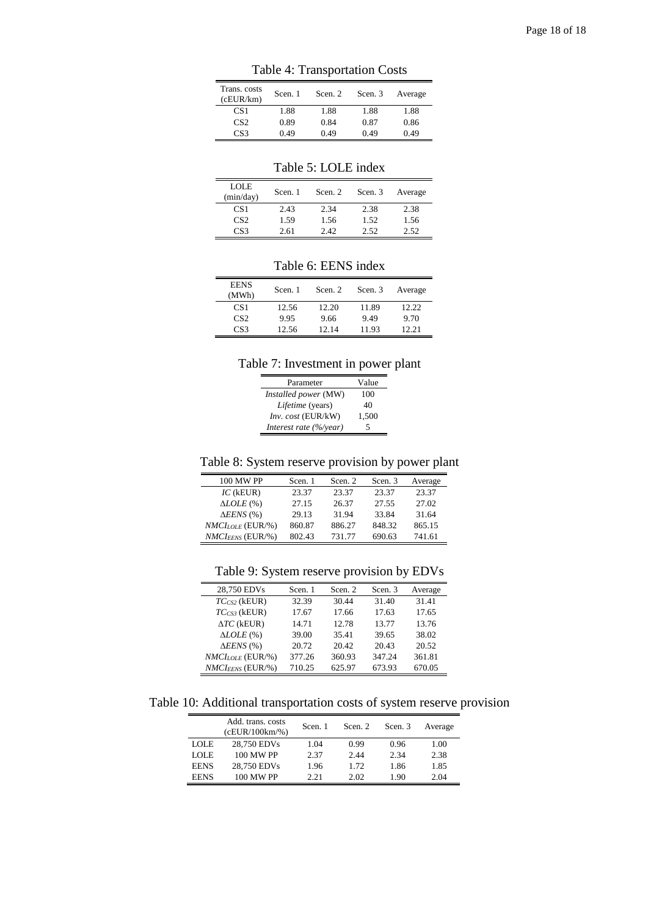Table 4: Transportation Costs

| Trans. costs (cEUR/km) | Scen. 1 | Scen. 2 | Scen. 3 | Average |
|---|---|---|---|---|
| CS1 | 1.88 | 1.88 | 1.88 | 1.88 |
| CS2 | 0.89 | 0.84 | 0.87 | 0.86 |
| CS3 | 0.49 | 0.49 | 0.49 | 0.49 |

Table 5: LOLE index

| LOLE (min/day) | Scen. 1 | Scen. 2 | Scen. 3 | Average |
|---|---|---|---|---|
| CS1 | 2.43 | 2.34 | 2.38 | 2.38 |
| CS2 | 1.59 | 1.56 | 1.52 | 1.56 |
| CS3 | 2.61 | 2.42 | 2.52 | 2.52 |

Table 6: EENS index

| EENS (MWh) | Scen. 1 | Scen. 2 | Scen. 3 | Average |
|---|---|---|---|---|
| CS1 | 12.56 | 12.20 | 11.89 | 12.22 |
| CS2 | 9.95 | 9.66 | 9.49 | 9.70 |
| CS3 | 12.56 | 12.14 | 11.93 | 12.21 |

Table 7: Investment in power plant

| Parameter | Value |
|---|---|
| *Installed power* (MW) | 100 |
| *Lifetime* (years) | 40 |
| *Inv. cost* (EUR/kW) | 1,500 |
| *Interest rate (%/year)* | 5 |

Table 8: System reserve provision by power plant

| 100 MW PP | Scen. 1 | Scen. 2 | Scen. 3 | Average |
|---|---|---|---|---|
| $IC$ (kEUR) | 23.37 | 23.37 | 23.37 | 23.37 |
| $\Delta LOLE$ (%) | 27.15 | 26.37 | 27.55 | 27.02 |
| $\Delta EENS$ (%) | 29.13 | 31.94 | 33.84 | 31.64 |
| $NMCI_{LOLE}$ (EUR/%) | 860.87 | 886.27 | 848.32 | 865.15 |
| $NMCI_{EENS}$ (EUR/%) | 802.43 | 731.77 | 690.63 | 741.61 |

Table 9: System reserve provision by EDVs

| 28,750 EDVs | Scen. 1 | Scen. 2 | Scen. 3 | Average |
|---|---|---|---|---|
| $TC_{CS2}$ (kEUR) | 32.39 | 30.44 | 31.40 | 31.41 |
| $TC_{CS3}$ (kEUR) | 17.67 | 17.66 | 17.63 | 17.65 |
| $\Delta TC$ (kEUR) | 14.71 | 12.78 | 13.77 | 13.76 |
| $\Delta LOLE$ (%) | 39.00 | 35.41 | 39.65 | 38.02 |
| $\Delta EENS$ (%) | 20.72 | 20.42 | 20.43 | 20.52 |
| $NMCI_{LOLE}$ (EUR/%) | 377.26 | 360.93 | 347.24 | 361.81 |
| $NMCI_{EENS}$ (EUR/%) | 710.25 | 625.97 | 673.93 | 670.05 |

Table 10: Additional transportation costs of system reserve provision

| | Add. trans. costs (cEUR/100km/%) | Scen. 1 | Scen. 2 | Scen. 3 | Average |
|---|---|---|---|---|---|
| LOLE | 28,750 EDVs | 1.04 | 0.99 | 0.96 | 1.00 |
| LOLE | 100 MW PP | 2.37 | 2.44 | 2.34 | 2.38 |
| EENS | 28,750 EDVs | 1.96 | 1.72 | 1.86 | 1.85 |
| EENS | 100 MW PP | 2.21 | 2.02 | 1.90 | 2.04 |